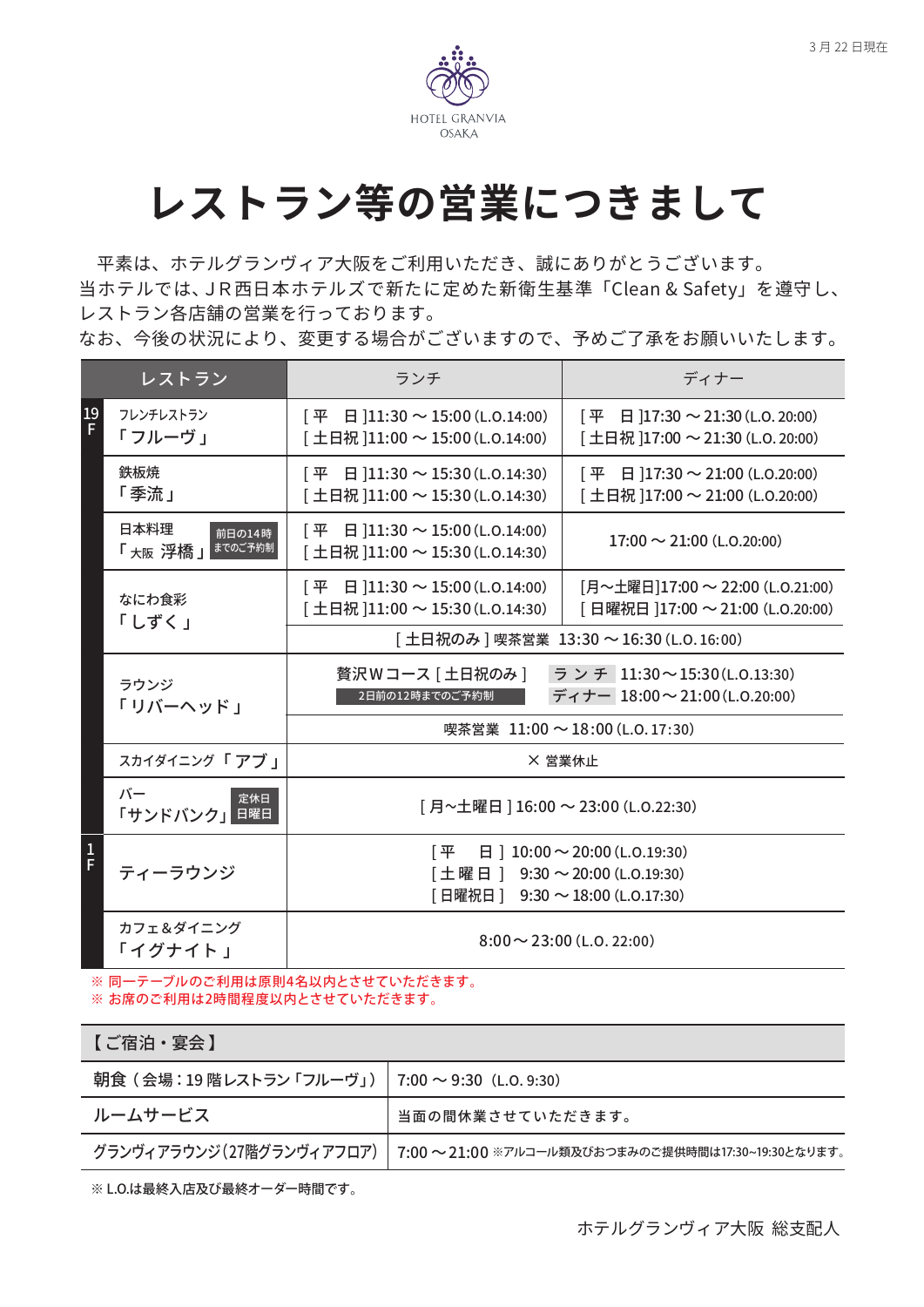3 月 22 日現在

HOTEL GRANVIA OSAKA

# レストラン等の営業につきまして

平素は、ホテルグランヴィア大阪をご利用いただき、誠にありがとうございます。
当ホテルでは、ＪＲ西日本ホテルズで新たに定めた新衛生基準「Clean & Safety」を遵守し、レストラン各店舗の営業を行っております。
なお、今後の状況により、変更する場合がございますので、予めご了承をお願いいたします。

| | レストラン | ランチ | ディナー |
|---|---|---|---|
| 19F | フレンチレストラン「フルーヴ」 | [ 平　日 ]11:30 ～ 15:00 (L.O.14:00)<br>[ 土日祝 ]11:00 ～ 15:00 (L.O.14:00) | [ 平　日 ]17:30 ～ 21:30 (L.O. 20:00)<br>[ 土日祝 ]17:00 ～ 21:30 (L.O. 20:00) |
| | 鉄板焼「季流」 | [ 平　日 ]11:30 ～ 15:30 (L.O.14:30)<br>[ 土日祝 ]11:00 ～ 15:30 (L.O.14:30) | [ 平　日 ]17:30 ～ 21:00 (L.O.20:00)<br>[ 土日祝 ]17:00 ～ 21:00 (L.O.20:00) |
| | 日本料理「大阪 浮橋」 前日の14時までのご予約制 | [ 平　日 ]11:30 ～ 15:00 (L.O.14:00)<br>[ 土日祝 ]11:00 ～ 15:30 (L.O.14:30) | 17:00 ～ 21:00 (L.O.20:00) |
| | なにわ食彩「しずく」 | [ 平　日 ]11:30 ～ 15:00 (L.O.14:00)<br>[ 土日祝 ]11:00 ～ 15:30 (L.O.14:30) | [月～土曜日]17:00 ～ 22:00 (L.O.21:00)<br>[ 日曜祝日 ]17:00 ～ 21:00 (L.O.20:00) |
| | | [ 土日祝のみ ] 喫茶営業　13:30 ～ 16:30 (L.O. 16:00) | |
| | ラウンジ「リバーヘッド」 | 贅沢Ｗコース [ 土日祝のみ ] 2日前の12時までのご予約制<br>ランチ 11:30～15:30 (L.O.13:30)<br>ディナー 18:00～21:00 (L.O.20:00) | |
| | | 喫茶営業　11:00 ～ 18:00 (L.O. 17:30) | |
| | スカイダイニング「アブ」 | × 営業休止 | |
| | バー「サンドバンク」 定休日 日曜日 | [ 月～土曜日 ] 16:00 ～ 23:00 (L.O.22:30) | |
| 1F | ティーラウンジ | [ 平　日 ] 10:00 ～ 20:00 (L.O.19:30)<br>[ 土 曜 日 ]　9:30 ～ 20:00 (L.O.19:30)<br>[ 日曜祝日 ]　9:30 ～ 18:00 (L.O.17:30) | |
| | カフェ＆ダイニング「イグナイト」 | 8:00～23:00 (L.O. 22:00) | |

※ 同一テーブルのご利用は原則4名以内とさせていただきます。
※ お席のご利用は2時間程度以内とさせていただきます。

| 【ご宿泊・宴会】 | |
|---|---|
| 朝食（会場：19 階レストラン「フルーヴ」） | 7:00 ～ 9:30 （L.O. 9:30） |
| ルームサービス | 当面の間休業させていただきます。 |
| グランヴィアラウンジ（27階グランヴィアフロア） | 7:00 ～ 21:00 ※アルコール類及びおつまみのご提供時間は17:30~19:30となります。 |

※ L.O.は最終入店及び最終オーダー時間です。

ホテルグランヴィア大阪 総支配人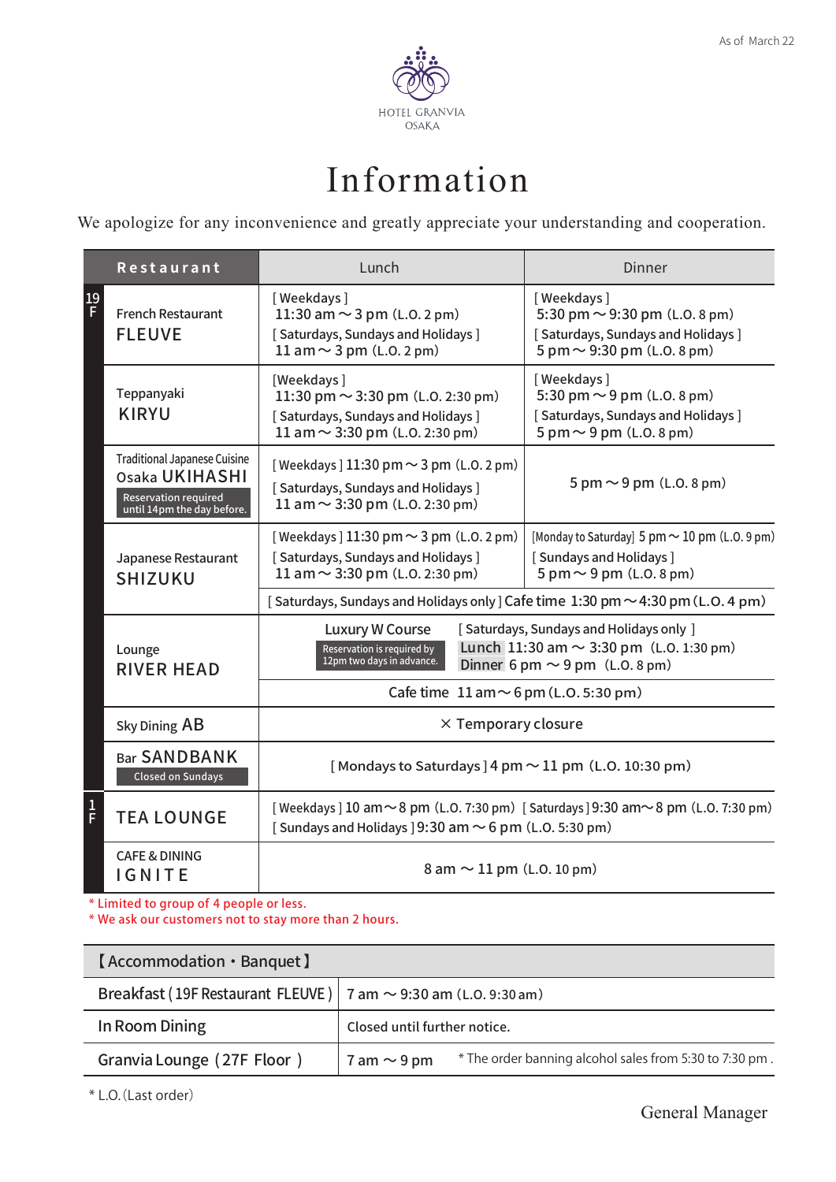As of March 22

HOTEL GRANVIA OSAKA

# Information

We apologize for any inconvenience and greatly appreciate your understanding and cooperation.

| Floor | Restaurant | Lunch | Dinner |
|---|---|---|---|
| 19F | French Restaurant FLEUVE | [ Weekdays ] 11:30 am～3 pm (L.O. 2 pm) [ Saturdays, Sundays and Holidays ] 11 am～3 pm (L.O. 2 pm) | [ Weekdays ] 5:30 pm～9:30 pm (L.O. 8 pm) [ Saturdays, Sundays and Holidays ] 5 pm～9:30 pm (L.O. 8 pm) |
| 19F | Teppanyaki KIRYU | [Weekdays ] 11:30 pm～3:30 pm (L.O. 2:30 pm) [ Saturdays, Sundays and Holidays ] 11 am～3:30 pm (L.O. 2:30 pm) | [ Weekdays ] 5:30 pm～9 pm (L.O. 8 pm) [ Saturdays, Sundays and Holidays ] 5 pm～9 pm (L.O. 8 pm) |
| 19F | Traditional Japanese Cuisine Osaka UKIHASHI (Reservation required until 14pm the day before.) | [ Weekdays ] 11:30 pm～3 pm (L.O. 2 pm) [ Saturdays, Sundays and Holidays ] 11 am～3:30 pm (L.O. 2:30 pm) | 5 pm～9 pm (L.O. 8 pm) |
| 19F | Japanese Restaurant SHIZUKU | [ Weekdays ] 11:30 pm～3 pm (L.O. 2 pm) [ Saturdays, Sundays and Holidays ] 11 am～3:30 pm (L.O. 2:30 pm) | [Monday to Saturday] 5 pm～10 pm (L.O. 9 pm) [ Sundays and Holidays ] 5 pm～9 pm (L.O. 8 pm) |
| 19F | Japanese Restaurant SHIZUKU | [ Saturdays, Sundays and Holidays only ] Cafe time 1:30 pm～4:30 pm (L.O. 4 pm) | |
| 19F | Lounge RIVER HEAD | Luxury W Course (Reservation is required by 12pm two days in advance.) [ Saturdays, Sundays and Holidays only ] Lunch 11:30 am ～ 3:30 pm (L.O. 1:30 pm) Dinner 6 pm ～ 9 pm (L.O. 8 pm) | |
| 19F | Lounge RIVER HEAD | Cafe time 11 am～6 pm (L.O. 5:30 pm) | |
| 19F | Sky Dining AB | × Temporary closure | |
| 19F | Bar SANDBANK (Closed on Sundays) | [ Mondays to Saturdays ] 4 pm ～ 11 pm (L.O. 10:30 pm) | |
| 1F | TEA LOUNGE | [ Weekdays ] 10 am～8 pm (L.O. 7:30 pm) [ Saturdays ] 9:30 am～8 pm (L.O. 7:30 pm) [ Sundays and Holidays ] 9:30 am ～6 pm (L.O. 5:30 pm) | |
| 1F | CAFE & DINING IGNITE | 8 am ～ 11 pm (L.O. 10 pm) | |

\* Limited to group of 4 people or less.
\* We ask our customers not to stay more than 2 hours.

| 【Accommodation・Banquet】 | |
|---|---|
| Breakfast ( 19F Restaurant FLEUVE ) | 7 am ～ 9:30 am (L.O. 9:30 am) |
| In Room Dining | Closed until further notice. |
| Granvia Lounge ( 27F Floor ) | 7 am ～ 9 pm　\* The order banning alcohol sales from 5:30 to 7:30 pm . |

\* L.O. (Last order)

General Manager